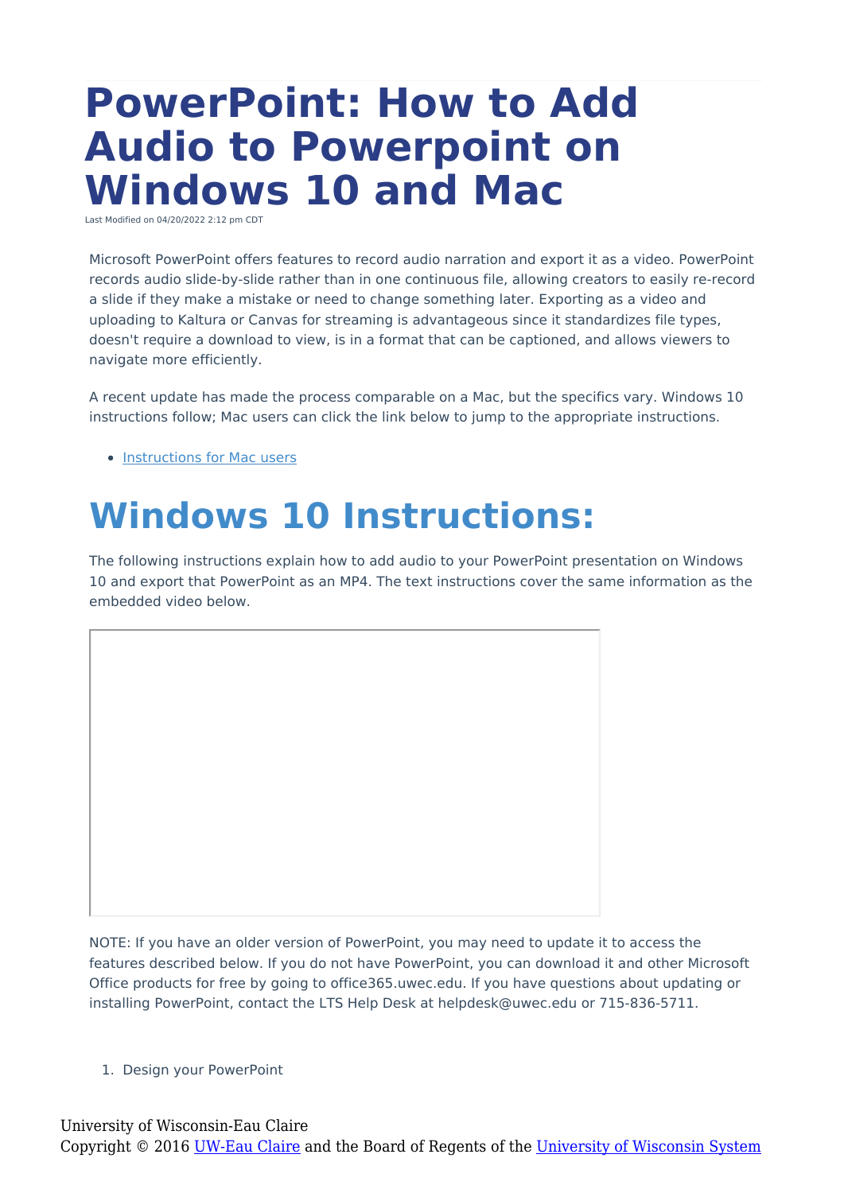# PowerPoint: How to Add Audio to Powerpoint on Windows 10 and Mac

Last Modified on 04/20/2022 2:12 pm CDT

Microsoft PowerPoint offers features to record audio narration and export it as a video. PowerPoint records audio slide-by-slide rather than in one continuous file, allowing creators to easily re-record a slide if they make a mistake or need to change something later. Exporting as a video and uploading to Kaltura or Canvas for streaming is advantageous since it standardizes file types, doesn't require a download to view, is in a format that can be captioned, and allows viewers to navigate more efficiently.

A recent update has made the process comparable on a Mac, but the specifics vary. Windows 10 instructions follow; Mac users can click the link below to jump to the appropriate instructions.

- Instructions for Mac users

# Windows 10 Instructions:

The following instructions explain how to add audio to your PowerPoint presentation on Windows 10 and export that PowerPoint as an MP4. The text instructions cover the same information as the embedded video below.

NOTE: If you have an older version of PowerPoint, you may need to update it to access the features described below. If you do not have PowerPoint, you can download it and other Microsoft Office products for free by going to office365.uwec.edu. If you have questions about updating or installing PowerPoint, contact the LTS Help Desk at helpdesk@uwec.edu or 715-836-5711.

1. Design your PowerPoint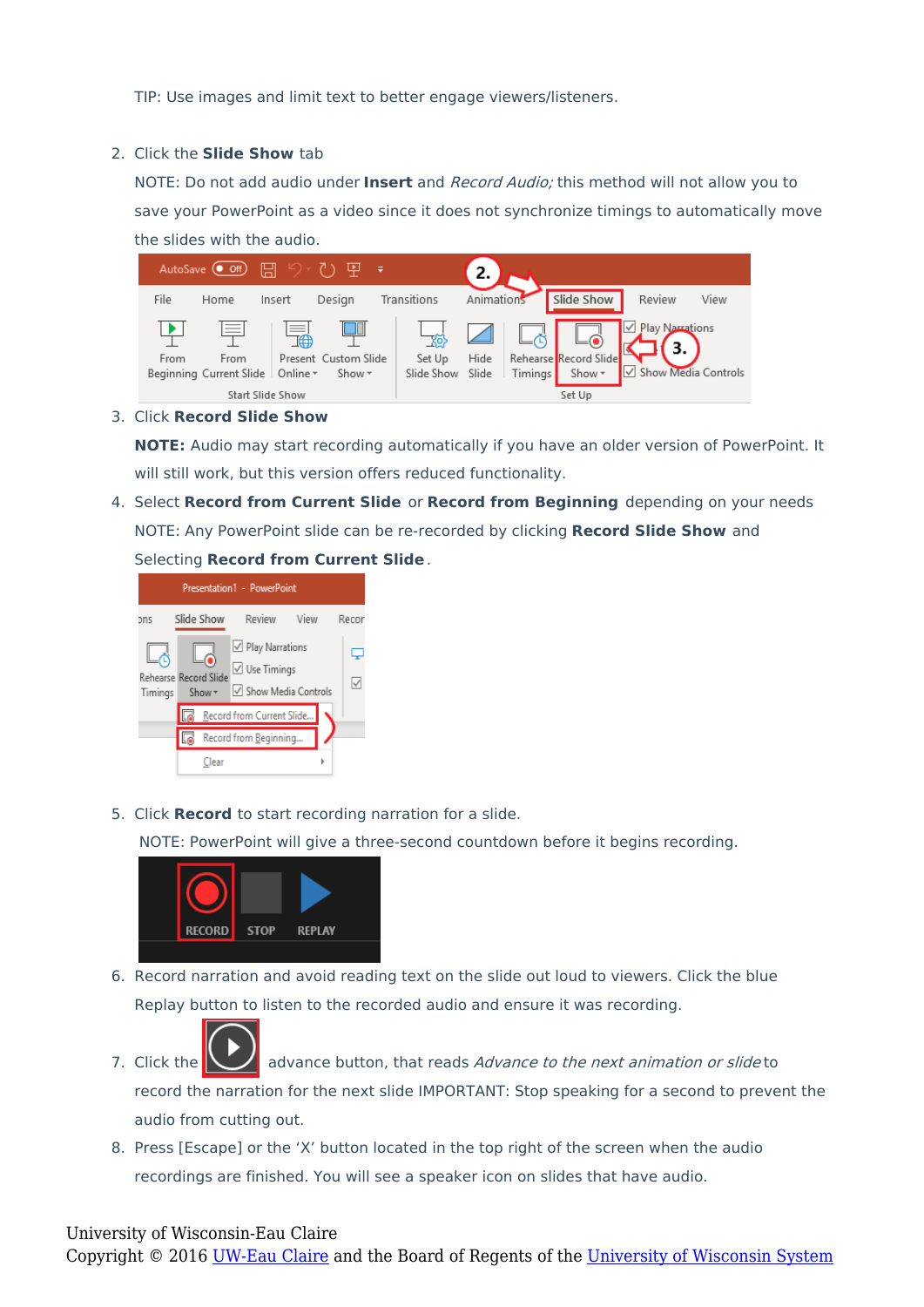TIP: Use images and limit text to better engage viewers/listeners.

2. Click the **Slide Show** tab

   NOTE: Do not add audio under **Insert** and *Record Audio;* this method will not allow you to save your PowerPoint as a video since it does not synchronize timings to automatically move the slides with the audio.

3. Click **Record Slide Show**

   **NOTE:** Audio may start recording automatically if you have an older version of PowerPoint. It will still work, but this version offers reduced functionality.

4. Select **Record from Current Slide** or **Record from Beginning** depending on your needs

   NOTE: Any PowerPoint slide can be re-recorded by clicking **Record Slide Show** and Selecting **Record from Current Slide**.

5. Click **Record** to start recording narration for a slide.

   NOTE: PowerPoint will give a three-second countdown before it begins recording.

6. Record narration and avoid reading text on the slide out loud to viewers. Click the blue Replay button to listen to the recorded audio and ensure it was recording.

7. Click the advance button, that reads *Advance to the next animation or slide* to record the narration for the next slide IMPORTANT: Stop speaking for a second to prevent the audio from cutting out.

8. Press [Escape] or the 'X' button located in the top right of the screen when the audio recordings are finished. You will see a speaker icon on slides that have audio.

University of Wisconsin-Eau Claire
Copyright © 2016 UW-Eau Claire and the Board of Regents of the University of Wisconsin System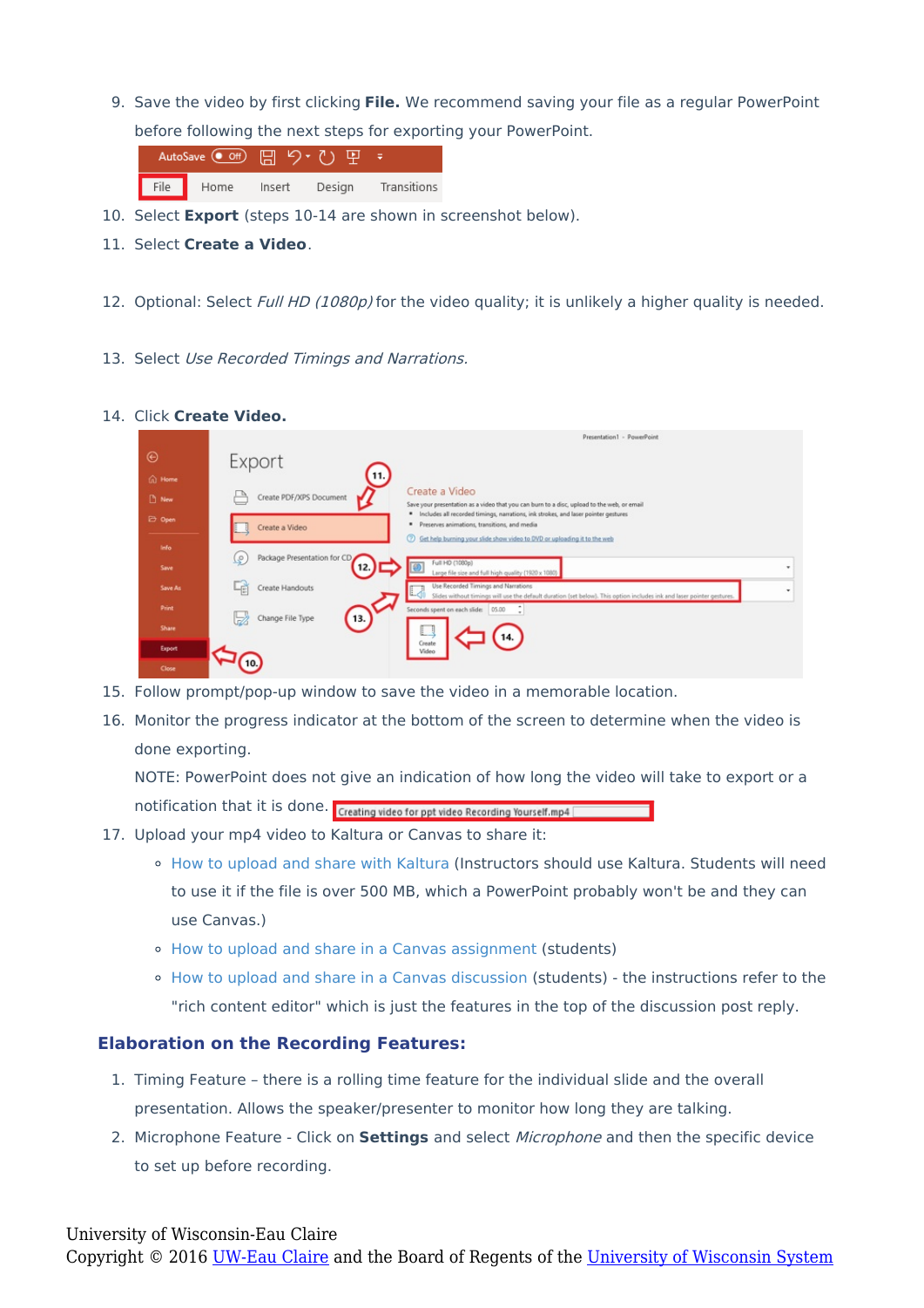9. Save the video by first clicking **File.** We recommend saving your file as a regular PowerPoint before following the next steps for exporting your PowerPoint.
10. Select **Export** (steps 10-14 are shown in screenshot below).
11. Select **Create a Video**.
12. Optional: Select *Full HD (1080p)* for the video quality; it is unlikely a higher quality is needed.
13. Select *Use Recorded Timings and Narrations.*
14. Click **Create Video.**
15. Follow prompt/pop-up window to save the video in a memorable location.
16. Monitor the progress indicator at the bottom of the screen to determine when the video is done exporting.

    NOTE: PowerPoint does not give an indication of how long the video will take to export or a notification that it is done.
17. Upload your mp4 video to Kaltura or Canvas to share it:
    - How to upload and share with Kaltura (Instructors should use Kaltura. Students will need to use it if the file is over 500 MB, which a PowerPoint probably won't be and they can use Canvas.)
    - How to upload and share in a Canvas assignment (students)
    - How to upload and share in a Canvas discussion (students) - the instructions refer to the "rich content editor" which is just the features in the top of the discussion post reply.

### Elaboration on the Recording Features:

1. Timing Feature – there is a rolling time feature for the individual slide and the overall presentation. Allows the speaker/presenter to monitor how long they are talking.
2. Microphone Feature - Click on **Settings** and select *Microphone* and then the specific device to set up before recording.

University of Wisconsin-Eau Claire
Copyright © 2016 UW-Eau Claire and the Board of Regents of the University of Wisconsin System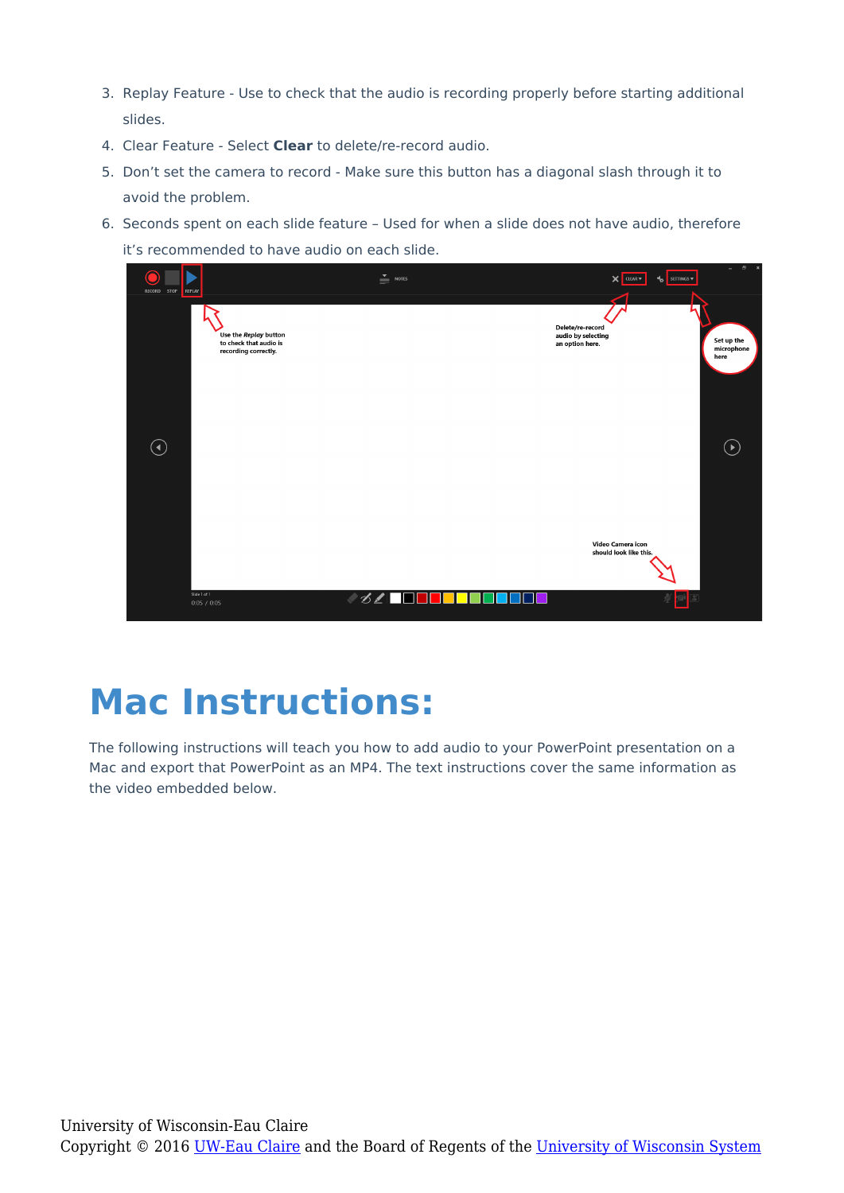3. Replay Feature - Use to check that the audio is recording properly before starting additional slides.
4. Clear Feature - Select **Clear** to delete/re-record audio.
5. Don't set the camera to record - Make sure this button has a diagonal slash through it to avoid the problem.
6. Seconds spent on each slide feature – Used for when a slide does not have audio, therefore it's recommended to have audio on each slide.

# Mac Instructions:

The following instructions will teach you how to add audio to your PowerPoint presentation on a Mac and export that PowerPoint as an MP4. The text instructions cover the same information as the video embedded below.

University of Wisconsin-Eau Claire
Copyright © 2016 UW-Eau Claire and the Board of Regents of the University of Wisconsin System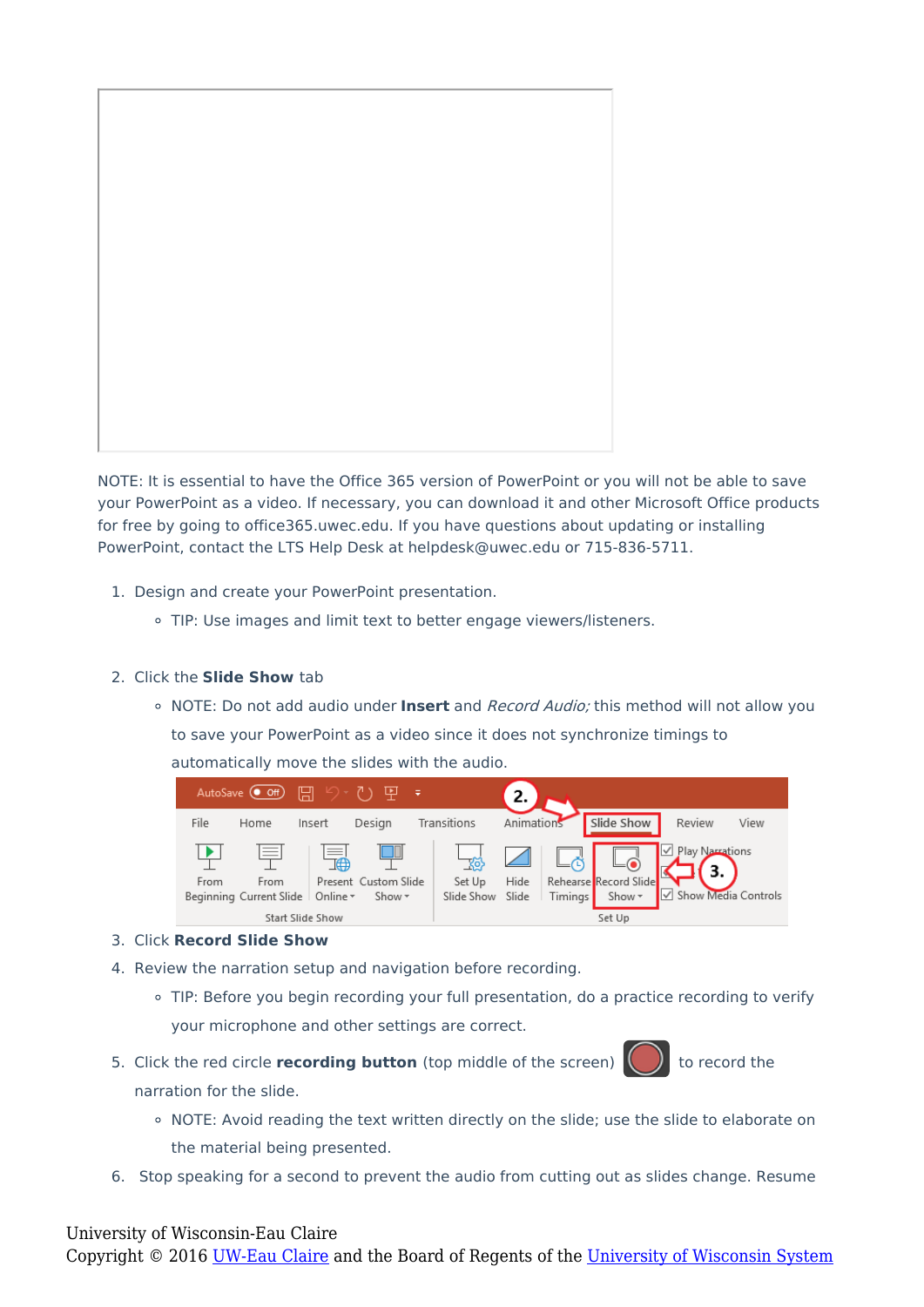NOTE: It is essential to have the Office 365 version of PowerPoint or you will not be able to save your PowerPoint as a video. If necessary, you can download it and other Microsoft Office products for free by going to office365.uwec.edu. If you have questions about updating or installing PowerPoint, contact the LTS Help Desk at helpdesk@uwec.edu or 715-836-5711.

1. Design and create your PowerPoint presentation.
   - TIP: Use images and limit text to better engage viewers/listeners.

2. Click the **Slide Show** tab
   - NOTE: Do not add audio under **Insert** and *Record Audio;* this method will not allow you to save your PowerPoint as a video since it does not synchronize timings to automatically move the slides with the audio.

3. Click **Record Slide Show**
4. Review the narration setup and navigation before recording.
   - TIP: Before you begin recording your full presentation, do a practice recording to verify your microphone and other settings are correct.
5. Click the red circle **recording button** (top middle of the screen) to record the narration for the slide.
   - NOTE: Avoid reading the text written directly on the slide; use the slide to elaborate on the material being presented.
6. Stop speaking for a second to prevent the audio from cutting out as slides change. Resume

University of Wisconsin-Eau Claire
Copyright © 2016 UW-Eau Claire and the Board of Regents of the University of Wisconsin System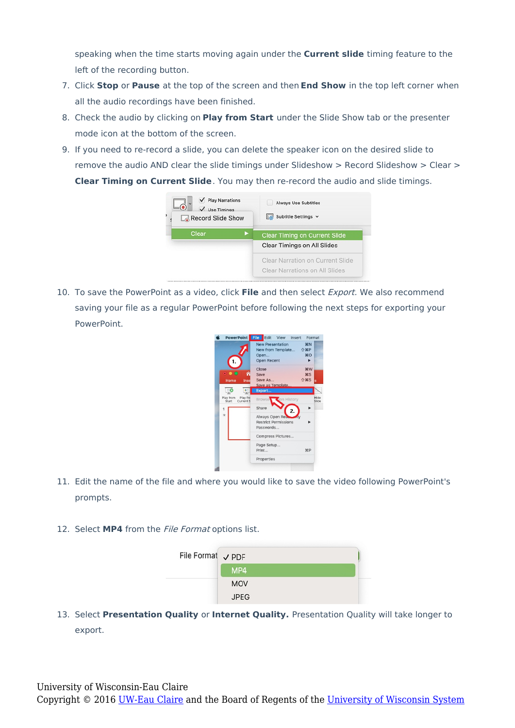speaking when the time starts moving again under the **Current slide** timing feature to the left of the recording button.

7. Click **Stop** or **Pause** at the top of the screen and then **End Show** in the top left corner when all the audio recordings have been finished.
8. Check the audio by clicking on **Play from Start** under the Slide Show tab or the presenter mode icon at the bottom of the screen.
9. If you need to re-record a slide, you can delete the speaker icon on the desired slide to remove the audio AND clear the slide timings under Slideshow > Record Slideshow > Clear > **Clear Timing on Current Slide**. You may then re-record the audio and slide timings.

10. To save the PowerPoint as a video, click **File** and then select *Export*. We also recommend saving your file as a regular PowerPoint before following the next steps for exporting your PowerPoint.

11. Edit the name of the file and where you would like to save the video following PowerPoint's prompts.

12. Select **MP4** from the *File Format* options list.

13. Select **Presentation Quality** or **Internet Quality.** Presentation Quality will take longer to export.

University of Wisconsin-Eau Claire
Copyright © 2016 UW-Eau Claire and the Board of Regents of the University of Wisconsin System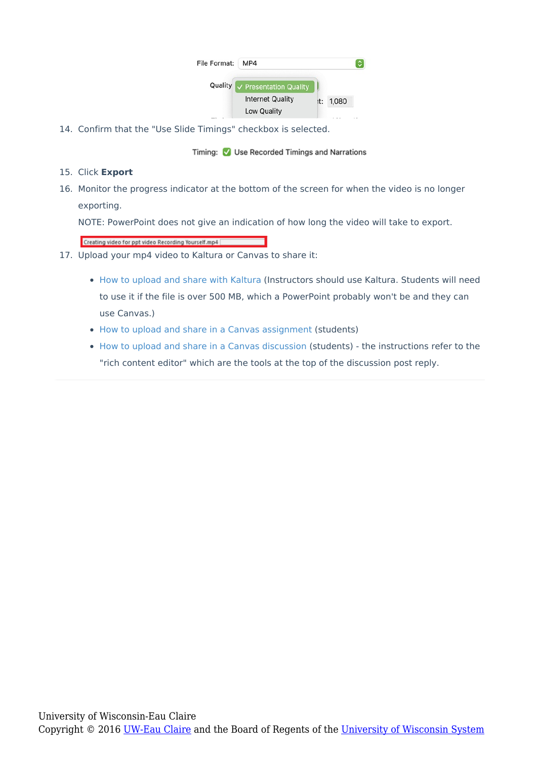14. Confirm that the "Use Slide Timings" checkbox is selected.
15. Click **Export**
16. Monitor the progress indicator at the bottom of the screen for when the video is no longer exporting.

    NOTE: PowerPoint does not give an indication of how long the video will take to export.
17. Upload your mp4 video to Kaltura or Canvas to share it:
    - How to upload and share with Kaltura (Instructors should use Kaltura. Students will need to use it if the file is over 500 MB, which a PowerPoint probably won't be and they can use Canvas.)
    - How to upload and share in a Canvas assignment (students)
    - How to upload and share in a Canvas discussion (students) - the instructions refer to the "rich content editor" which are the tools at the top of the discussion post reply.

University of Wisconsin-Eau Claire
Copyright © 2016 UW-Eau Claire and the Board of Regents of the University of Wisconsin System